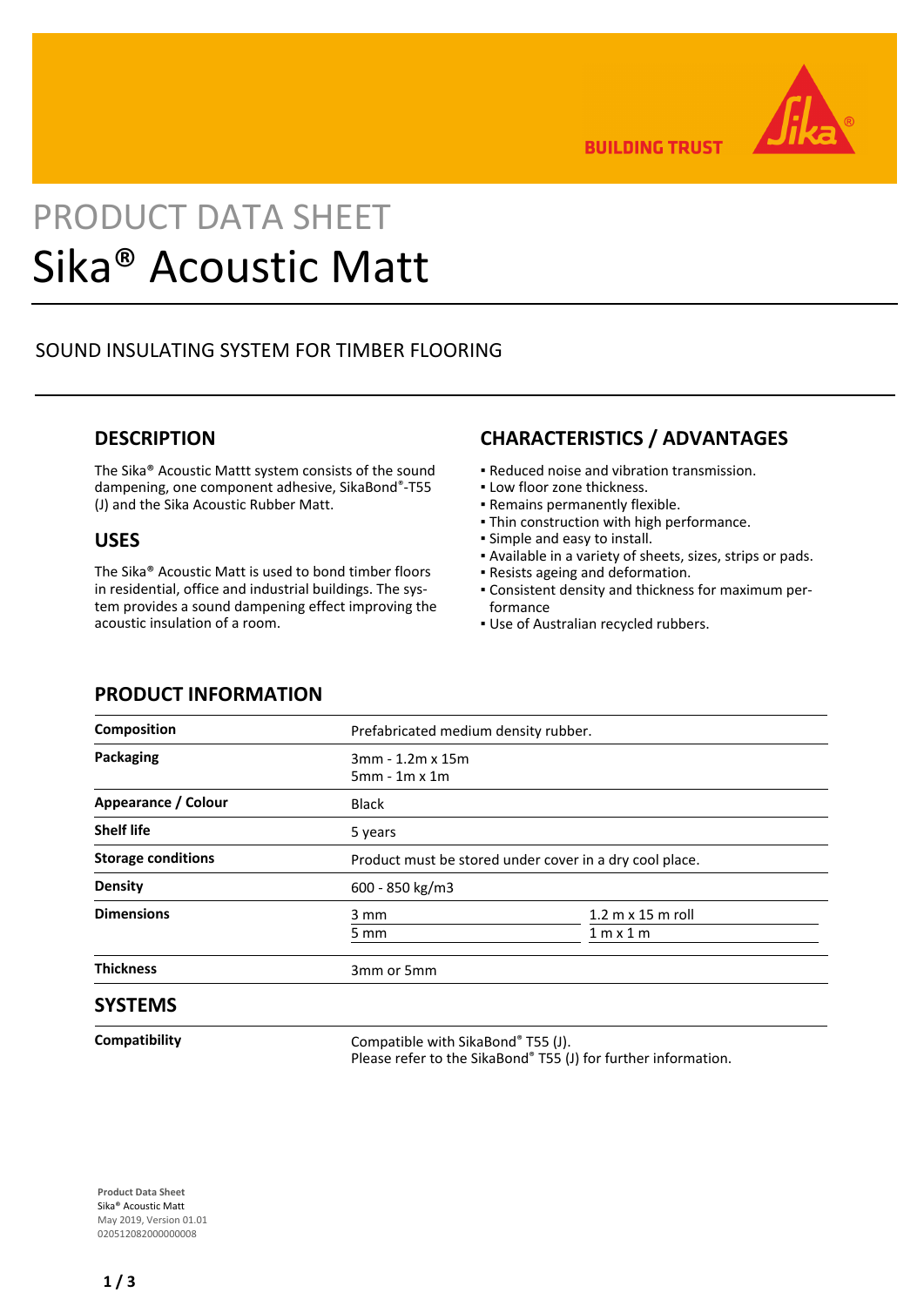BUILDING TRUST

# PRODUCT DATA SHEET
# Sika® Acoustic Matt

SOUND INSULATING SYSTEM FOR TIMBER FLOORING

## DESCRIPTION

The Sika® Acoustic Mattt system consists of the sound dampening, one component adhesive, SikaBond®-T55 (J) and the Sika Acoustic Rubber Matt.

## USES

The Sika® Acoustic Matt is used to bond timber floors in residential, office and industrial buildings. The system provides a sound dampening effect improving the acoustic insulation of a room.

## CHARACTERISTICS / ADVANTAGES

- Reduced noise and vibration transmission.
- Low floor zone thickness.
- Remains permanently flexible.
- Thin construction with high performance.
- Simple and easy to install.
- Available in a variety of sheets, sizes, strips or pads.
- Resists ageing and deformation.
- Consistent density and thickness for maximum performance
- Use of Australian recycled rubbers.

## PRODUCT INFORMATION

| | | |
|---|---|---|
| **Composition** | Prefabricated medium density rubber. | |
| **Packaging** | 3mm - 1.2m x 15m<br>5mm - 1m x 1m | |
| **Appearance / Colour** | Black | |
| **Shelf life** | 5 years | |
| **Storage conditions** | Product must be stored under cover in a dry cool place. | |
| **Density** | 600 - 850 kg/m3 | |
| **Dimensions** | 3 mm | 1.2 m x 15 m roll |
| | 5 mm | 1 m x 1 m |
| **Thickness** | 3mm or 5mm | |

## SYSTEMS

| | |
|---|---|
| **Compatibility** | Compatible with SikaBond® T55 (J).<br>Please refer to the SikaBond® T55 (J) for further information. |

**Product Data Sheet**
Sika® Acoustic Matt
May 2019, Version 01.01
020512082000000008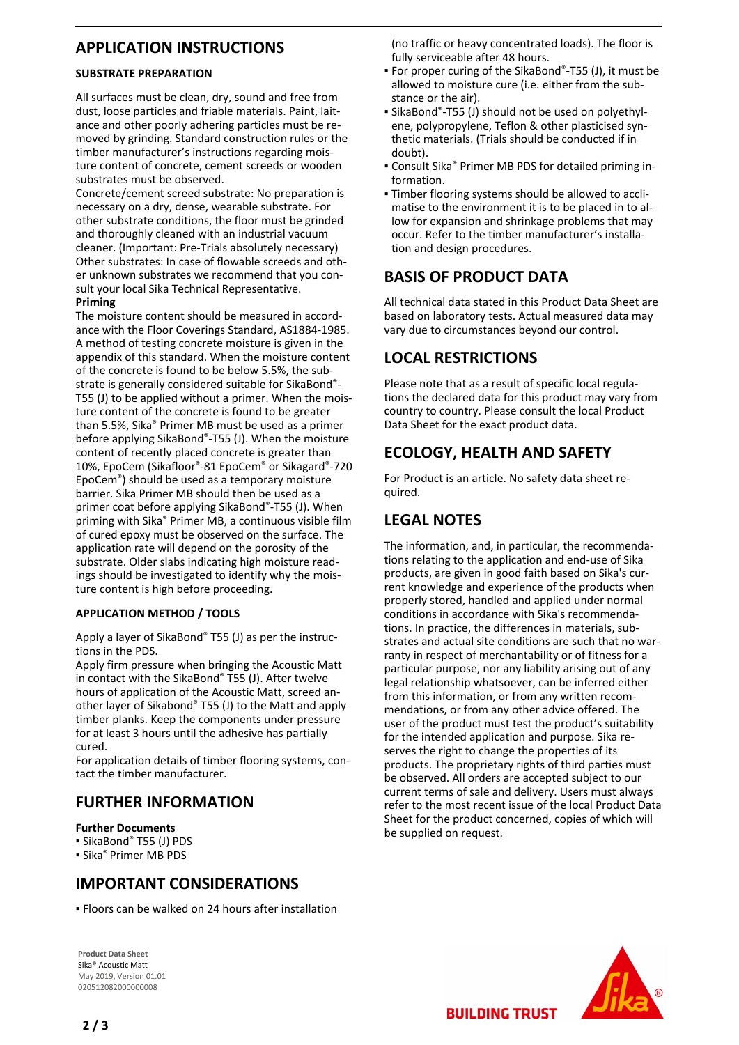## APPLICATION INSTRUCTIONS

### SUBSTRATE PREPARATION

All surfaces must be clean, dry, sound and free from dust, loose particles and friable materials. Paint, laitance and other poorly adhering particles must be removed by grinding. Standard construction rules or the timber manufacturer's instructions regarding moisture content of concrete, cement screeds or wooden substrates must be observed.

Concrete/cement screed substrate: No preparation is necessary on a dry, dense, wearable substrate. For other substrate conditions, the floor must be grinded and thoroughly cleaned with an industrial vacuum cleaner. (Important: Pre-Trials absolutely necessary)

Other substrates: In case of flowable screeds and other unknown substrates we recommend that you consult your local Sika Technical Representative.

**Priming**

The moisture content should be measured in accordance with the Floor Coverings Standard, AS1884-1985. A method of testing concrete moisture is given in the appendix of this standard. When the moisture content of the concrete is found to be below 5.5%, the substrate is generally considered suitable for SikaBond®-T55 (J) to be applied without a primer. When the moisture content of the concrete is found to be greater than 5.5%, Sika® Primer MB must be used as a primer before applying SikaBond®-T55 (J). When the moisture content of recently placed concrete is greater than 10%, EpoCem (Sikafloor®-81 EpoCem® or Sikagard®-720 EpoCem®) should be used as a temporary moisture barrier. Sika Primer MB should then be used as a primer coat before applying SikaBond®-T55 (J). When priming with Sika® Primer MB, a continuous visible film of cured epoxy must be observed on the surface. The application rate will depend on the porosity of the substrate. Older slabs indicating high moisture readings should be investigated to identify why the moisture content is high before proceeding.

### APPLICATION METHOD / TOOLS

Apply a layer of SikaBond® T55 (J) as per the instructions in the PDS.

Apply firm pressure when bringing the Acoustic Matt in contact with the SikaBond® T55 (J). After twelve hours of application of the Acoustic Matt, screed another layer of Sikabond® T55 (J) to the Matt and apply timber planks. Keep the components under pressure for at least 3 hours until the adhesive has partially cured.

For application details of timber flooring systems, contact the timber manufacturer.

## FURTHER INFORMATION

**Further Documents**

- SikaBond® T55 (J) PDS
- Sika® Primer MB PDS

## IMPORTANT CONSIDERATIONS

- Floors can be walked on 24 hours after installation (no traffic or heavy concentrated loads). The floor is fully serviceable after 48 hours.
- For proper curing of the SikaBond®-T55 (J), it must be allowed to moisture cure (i.e. either from the substance or the air).
- SikaBond®-T55 (J) should not be used on polyethylene, polypropylene, Teflon & other plasticised synthetic materials. (Trials should be conducted if in doubt).
- Consult Sika® Primer MB PDS for detailed priming information.
- Timber flooring systems should be allowed to acclimatise to the environment it is to be placed in to allow for expansion and shrinkage problems that may occur. Refer to the timber manufacturer's installation and design procedures.

## BASIS OF PRODUCT DATA

All technical data stated in this Product Data Sheet are based on laboratory tests. Actual measured data may vary due to circumstances beyond our control.

## LOCAL RESTRICTIONS

Please note that as a result of specific local regulations the declared data for this product may vary from country to country. Please consult the local Product Data Sheet for the exact product data.

## ECOLOGY, HEALTH AND SAFETY

For Product is an article. No safety data sheet required.

## LEGAL NOTES

The information, and, in particular, the recommendations relating to the application and end-use of Sika products, are given in good faith based on Sika's current knowledge and experience of the products when properly stored, handled and applied under normal conditions in accordance with Sika's recommendations. In practice, the differences in materials, substrates and actual site conditions are such that no warranty in respect of merchantability or of fitness for a particular purpose, nor any liability arising out of any legal relationship whatsoever, can be inferred either from this information, or from any written recommendations, or from any other advice offered. The user of the product must test the product's suitability for the intended application and purpose. Sika reserves the right to change the properties of its products. The proprietary rights of third parties must be observed. All orders are accepted subject to our current terms of sale and delivery. Users must always refer to the most recent issue of the local Product Data Sheet for the product concerned, copies of which will be supplied on request.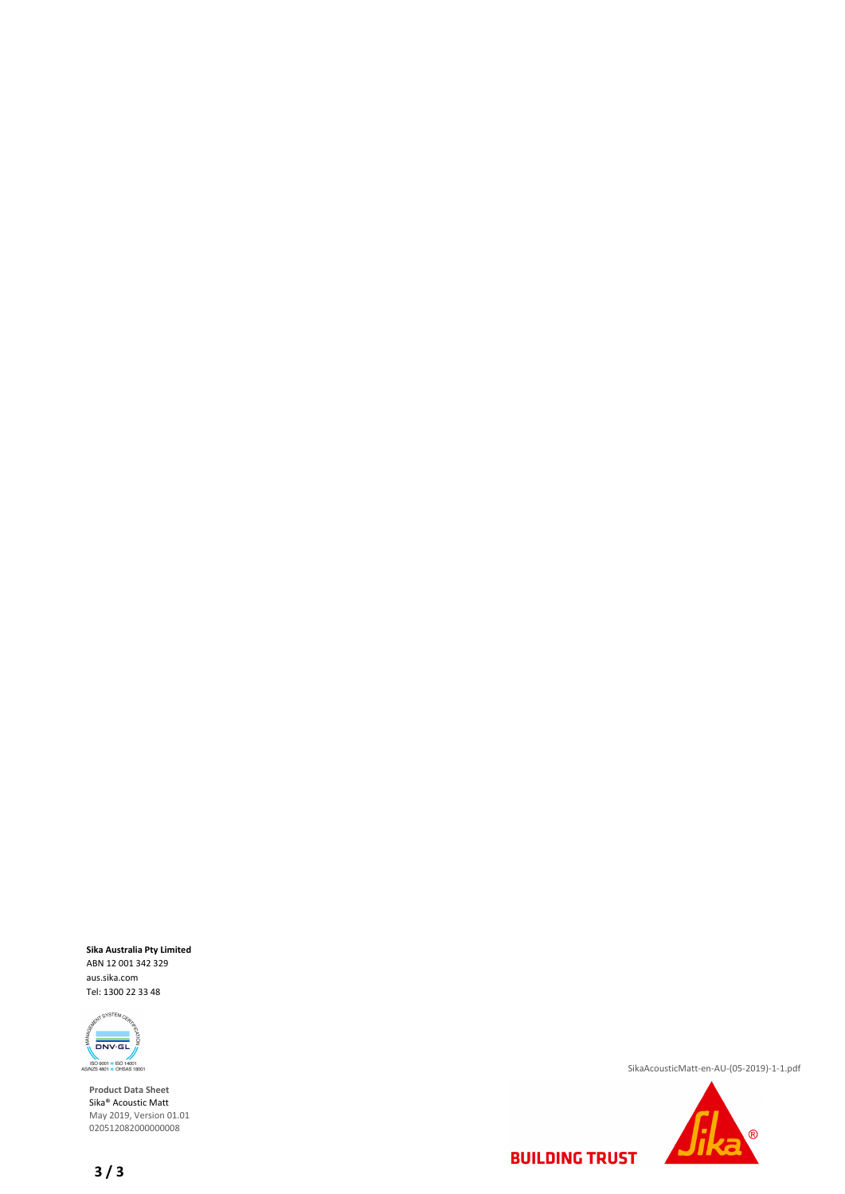**Sika Australia Pty Limited**
ABN 12 001 342 329
aus.sika.com
Tel: 1300 22 33 48

ISO 9001 ■ ISO 14001
AS/NZS 4801 ■ OHSAS 18001

**Product Data Sheet**
Sika® Acoustic Matt
May 2019, Version 01.01
020512082000000008

SikaAcousticMatt-en-AU-(05-2019)-1-1.pdf

**BUILDING TRUST**